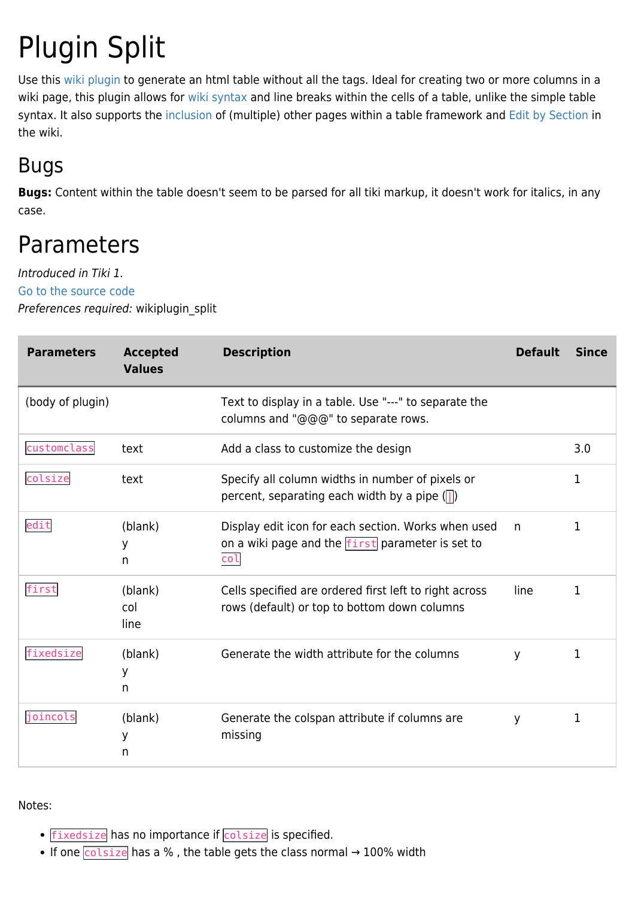# Plugin Split

Use this wiki plugin to generate an html table without all the tags. Ideal for creating two or more columns in a wiki page, this plugin allows for wiki syntax and line breaks within the cells of a table, unlike the simple table syntax. It also supports the inclusion of (multiple) other pages within a table framework and Edit by Section in the wiki.

## Bugs

**Bugs:** Content within the table doesn't seem to be parsed for all tiki markup, it doesn't work for italics, in any case.

## Parameters

*Introduced in Tiki 1.*
Go to the source code
*Preferences required:* wikiplugin_split

| Parameters | Accepted Values | Description | Default | Since |
| --- | --- | --- | --- | --- |
| (body of plugin) | | Text to display in a table. Use "---" to separate the columns and "@@@" to separate rows. | | |
| `customclass` | text | Add a class to customize the design | | 3.0 |
| `colsize` | text | Specify all column widths in number of pixels or percent, separating each width by a pipe (`\|`) | | 1 |
| `edit` | (blank)<br>y<br>n | Display edit icon for each section. Works when used on a wiki page and the `first` parameter is set to `col` | n | 1 |
| `first` | (blank)<br>col<br>line | Cells specified are ordered first left to right across rows (default) or top to bottom down columns | line | 1 |
| `fixedsize` | (blank)<br>y<br>n | Generate the width attribute for the columns | y | 1 |
| `joincols` | (blank)<br>y<br>n | Generate the colspan attribute if columns are missing | y | 1 |

Notes:

- `fixedsize` has no importance if `colsize` is specified.
- If one `colsize` has a % , the table gets the class normal → 100% width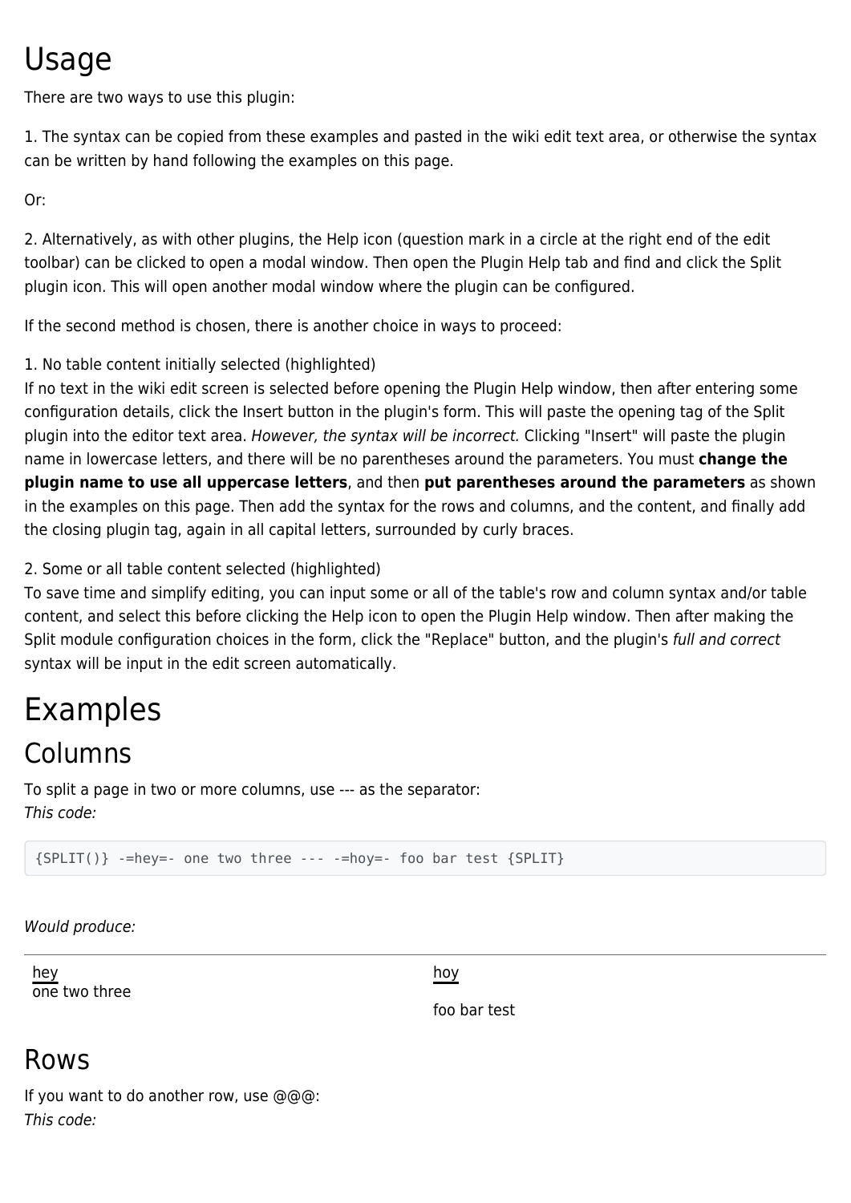# Usage

There are two ways to use this plugin:

1. The syntax can be copied from these examples and pasted in the wiki edit text area, or otherwise the syntax can be written by hand following the examples on this page.

Or:

2. Alternatively, as with other plugins, the Help icon (question mark in a circle at the right end of the edit toolbar) can be clicked to open a modal window. Then open the Plugin Help tab and find and click the Split plugin icon. This will open another modal window where the plugin can be configured.

If the second method is chosen, there is another choice in ways to proceed:

1. No table content initially selected (highlighted)
If no text in the wiki edit screen is selected before opening the Plugin Help window, then after entering some configuration details, click the Insert button in the plugin's form. This will paste the opening tag of the Split plugin into the editor text area. *However, the syntax will be incorrect.* Clicking "Insert" will paste the plugin name in lowercase letters, and there will be no parentheses around the parameters. You must **change the plugin name to use all uppercase letters**, and then **put parentheses around the parameters** as shown in the examples on this page. Then add the syntax for the rows and columns, and the content, and finally add the closing plugin tag, again in all capital letters, surrounded by curly braces.

2. Some or all table content selected (highlighted)
To save time and simplify editing, you can input some or all of the table's row and column syntax and/or table content, and select this before clicking the Help icon to open the Plugin Help window. Then after making the Split module configuration choices in the form, click the "Replace" button, and the plugin's *full and correct* syntax will be input in the edit screen automatically.

# Examples

## Columns

To split a page in two or more columns, use --- as the separator:
*This code:*

```
{SPLIT()} -=hey=- one two three --- -=hoy=- foo bar test {SPLIT}
```

*Would produce:*

| hey<br>one two three | hoy<br><br>foo bar test |
|---|---|

## Rows

If you want to do another row, use @@@:
*This code:*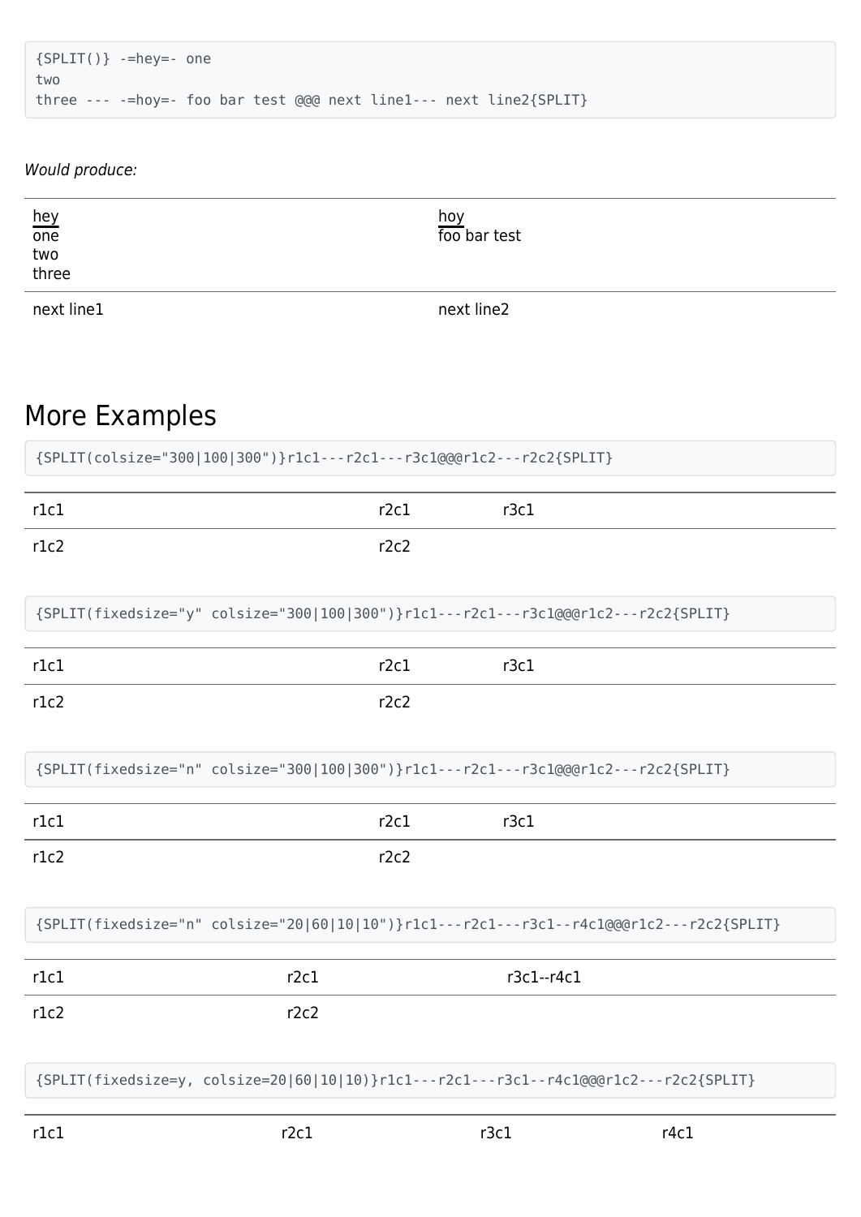```
{SPLIT()} -=hey=- one
two
three --- -=hoy=- foo bar test @@@ next line1--- next line2{SPLIT}
```

*Would produce:*

| hey<br>one<br>two<br>three | hoy<br>foo bar test |
|---|---|
| next line1 | next line2 |

## More Examples

```
{SPLIT(colsize="300|100|300")}r1c1---r2c1---r3c1@@@r1c2---r2c2{SPLIT}
```

| r1c1 | r2c1 | r3c1 |
|---|---|---|
| r1c2 | r2c2 | |

```
{SPLIT(fixedsize="y" colsize="300|100|300")}r1c1---r2c1---r3c1@@@r1c2---r2c2{SPLIT}
```

| r1c1 | r2c1 | r3c1 |
|---|---|---|
| r1c2 | r2c2 | |

```
{SPLIT(fixedsize="n" colsize="300|100|300")}r1c1---r2c1---r3c1@@@r1c2---r2c2{SPLIT}
```

| r1c1 | r2c1 | r3c1 |
|---|---|---|
| r1c2 | r2c2 | |

```
{SPLIT(fixedsize="n" colsize="20|60|10|10")}r1c1---r2c1---r3c1--r4c1@@@r1c2---r2c2{SPLIT}
```

| r1c1 | r2c1 | r3c1--r4c1 |
|---|---|---|
| r1c2 | r2c2 | |

```
{SPLIT(fixedsize=y, colsize=20|60|10|10)}r1c1---r2c1---r3c1--r4c1@@@r1c2---r2c2{SPLIT}
```

| r1c1 | r2c1 | r3c1 | r4c1 |
|---|---|---|---|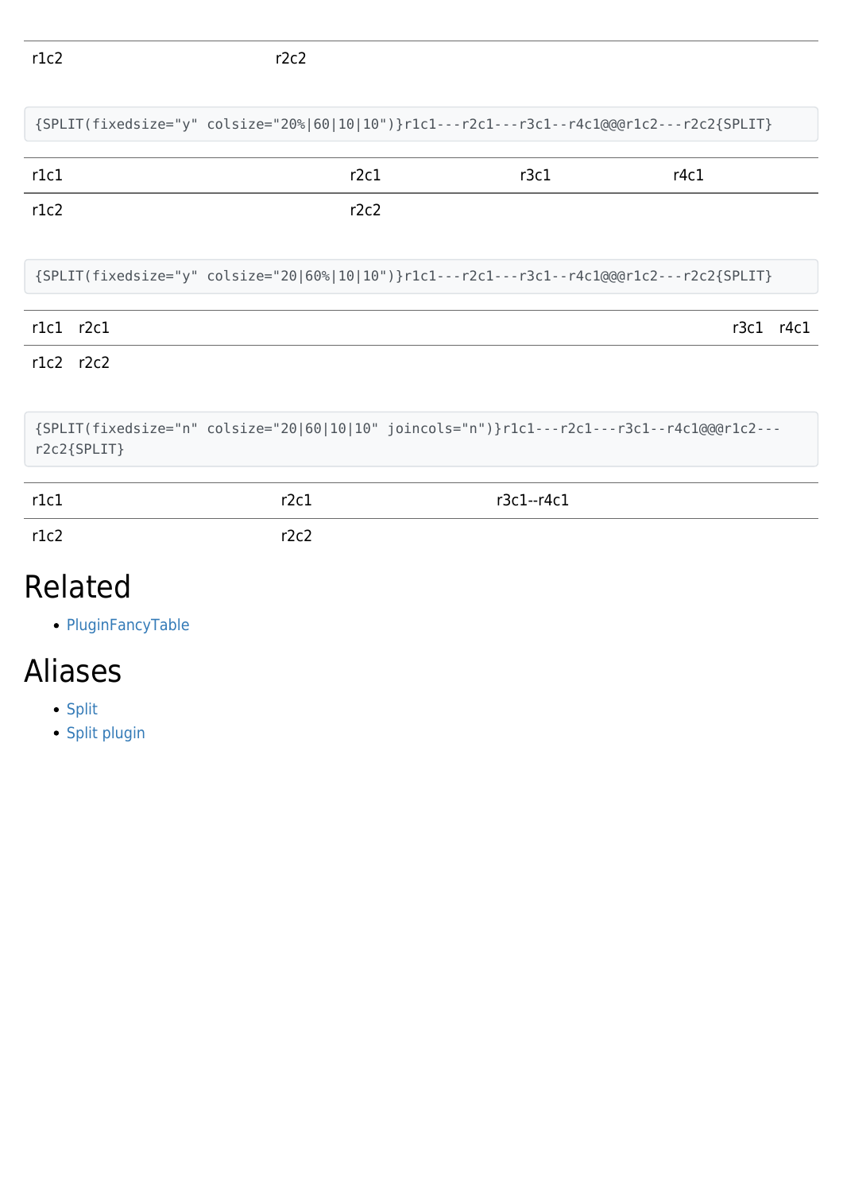| | |
|---|---|
| r1c2 | r2c2 |

```
{SPLIT(fixedsize="y" colsize="20%|60|10|10")}r1c1---r2c1---r3c1--r4c1@@@r1c2---r2c2{SPLIT}
```

| | | | |
|---|---|---|---|
| r1c1 | r2c1 | r3c1 | r4c1 |
| r1c2 | r2c2 | | |

```
{SPLIT(fixedsize="y" colsize="20|60%|10|10")}r1c1---r2c1---r3c1--r4c1@@@r1c2---r2c2{SPLIT}
```

| | | | |
|---|---|---|---|
| r1c1 | r2c1 | r3c1 | r4c1 |
| r1c2 | r2c2 | | |

```
{SPLIT(fixedsize="n" colsize="20|60|10|10" joincols="n")}r1c1---r2c1---r3c1--r4c1@@@r1c2---r2c2{SPLIT}
```

| | | |
|---|---|---|
| r1c1 | r2c1 | r3c1--r4c1 |
| r1c2 | r2c2 | |

# Related

- PluginFancyTable

# Aliases

- Split
- Split plugin